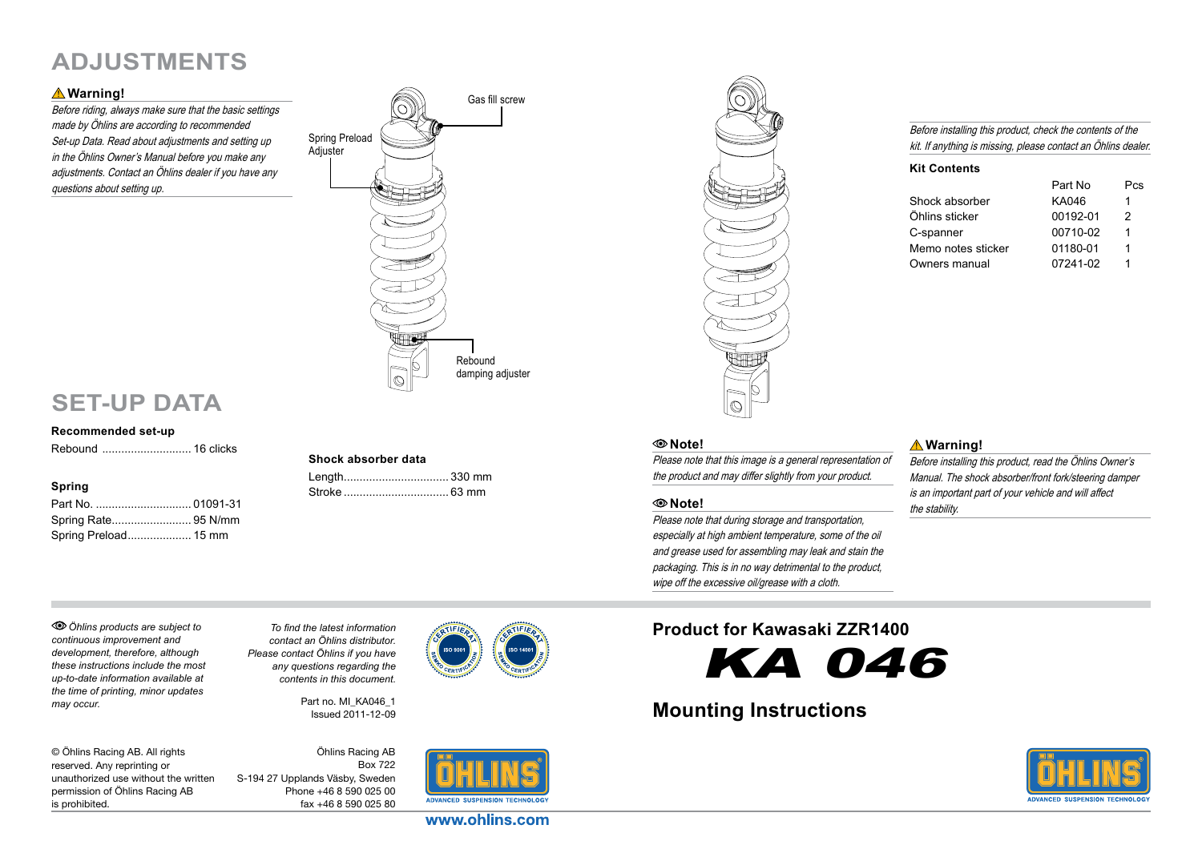# ADJUSTMENTS

**⚠ Warning!**

*Before riding, always make sure that the basic settings made by Öhlins are according to recommended Set-up Data. Read about adjustments and setting up in the Öhlins Owner's Manual before you make any adjustments. Contact an Öhlins dealer if you have any questions about setting up.*

Gas fill screw

Spring Preload Adjuster

Rebound damping adjuster

# SET-UP DATA

**Recommended set-up**

Rebound ............................ 16 clicks

**Spring**

Part No. .............................. 01091-31
Spring Rate.......................... 95 N/mm
Spring Preload.................... 15 mm

**Shock absorber data**

Length................................. 330 mm
Stroke ................................. 63 mm

*Before installing this product, check the contents of the kit. If anything is missing, please contact an Öhlins dealer.*

**Kit Contents**

| | Part No | Pcs |
|---|---|---|
| Shock absorber | KA046 | 1 |
| Öhlins sticker | 00192-01 | 2 |
| C-spanner | 00710-02 | 1 |
| Memo notes sticker | 01180-01 | 1 |
| Owners manual | 07241-02 | 1 |

**Note!**

*Please note that this image is a general representation of the product and may differ slightly from your product.*

**Note!**

*Please note that during storage and transportation, especially at high ambient temperature, some of the oil and grease used for assembling may leak and stain the packaging. This is in no way detrimental to the product, wipe off the excessive oil/grease with a cloth.*

**⚠ Warning!**

*Before installing this product, read the Öhlins Owner's Manual. The shock absorber/front fork/steering damper is an important part of your vehicle and will affect the stability.*

*Öhlins products are subject to continuous improvement and development, therefore, although these instructions include the most up-to-date information available at the time of printing, minor updates may occur.*

*To find the latest information contact an Öhlins distributor. Please contact Öhlins if you have any questions regarding the contents in this document.*

Part no. MI_KA046_1
Issued 2011-12-09

© Öhlins Racing AB. All rights reserved. Any reprinting or unauthorized use without the written permission of Öhlins Racing AB is prohibited.

Öhlins Racing AB
Box 722
S-194 27 Upplands Väsby, Sweden
Phone +46 8 590 025 00
fax +46 8 590 025 80

www.ohlins.com

## Product for Kawasaki ZZR1400

# KA 046

## Mounting Instructions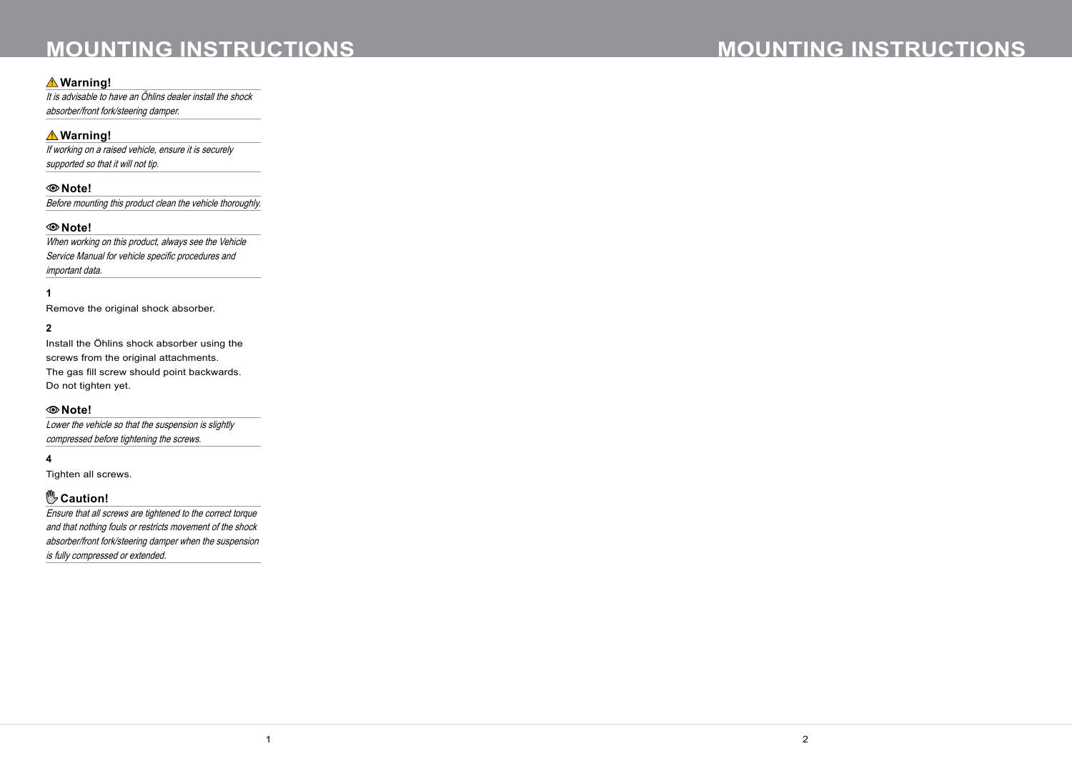# MOUNTING INSTRUCTIONS

**⚠ Warning!**

*It is advisable to have an Öhlins dealer install the shock absorber/front fork/steering damper.*

**⚠ Warning!**

*If working on a raised vehicle, ensure it is securely supported so that it will not tip.*

**Note!**

*Before mounting this product clean the vehicle thoroughly.*

**Note!**

*When working on this product, always see the Vehicle Service Manual for vehicle specific procedures and important data.*

**1**

Remove the original shock absorber.

**2**

Install the Öhlins shock absorber using the screws from the original attachments.
The gas fill screw should point backwards.
Do not tighten yet.

**Note!**

*Lower the vehicle so that the suspension is slightly compressed before tightening the screws.*

**4**

Tighten all screws.

**Caution!**

*Ensure that all screws are tightened to the correct torque and that nothing fouls or restricts movement of the shock absorber/front fork/steering damper when the suspension is fully compressed or extended.*

# MOUNTING INSTRUCTIONS